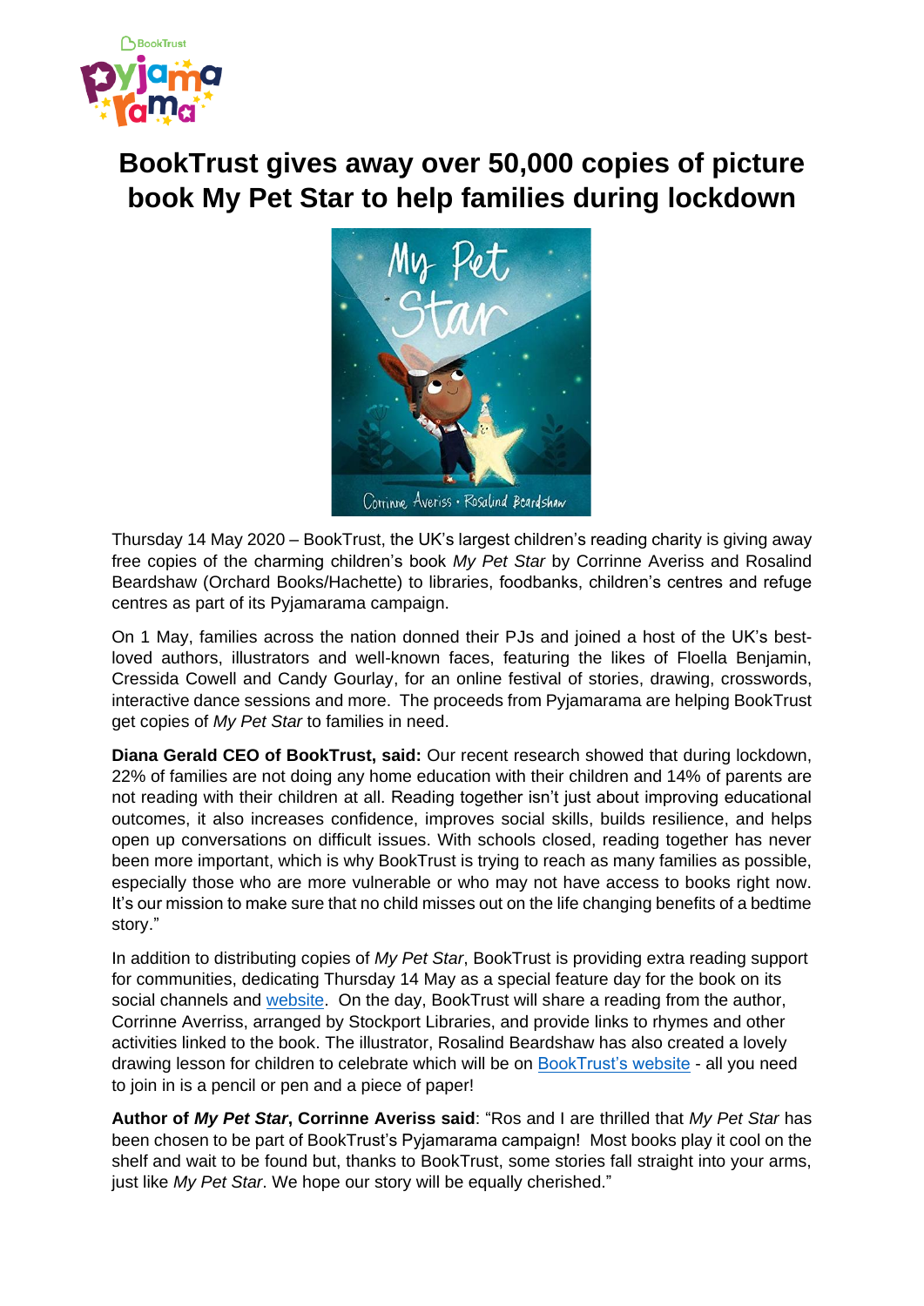# BookTrust gives away over 50,000 copies of picture book My Pet Star to help families during lockdown

Thursday 14 May 2020 – BookTrust, the UK's largest children's reading charity is giving away free copies of the charming children's book *My Pet Star* by Corrinne Averiss and Rosalind Beardshaw (Orchard Books/Hachette) to libraries, foodbanks, children's centres and refuge centres as part of its Pyjamarama campaign.

On 1 May, families across the nation donned their PJs and joined a host of the UK's best-loved authors, illustrators and well-known faces, featuring the likes of Floella Benjamin, Cressida Cowell and Candy Gourlay, for an online festival of stories, drawing, crosswords, interactive dance sessions and more. The proceeds from Pyjamarama are helping BookTrust get copies of *My Pet Star* to families in need.

**Diana Gerald CEO of BookTrust, said:** Our recent research showed that during lockdown, 22% of families are not doing any home education with their children and 14% of parents are not reading with their children at all. Reading together isn't just about improving educational outcomes, it also increases confidence, improves social skills, builds resilience, and helps open up conversations on difficult issues. With schools closed, reading together has never been more important, which is why BookTrust is trying to reach as many families as possible, especially those who are more vulnerable or who may not have access to books right now. It's our mission to make sure that no child misses out on the life changing benefits of a bedtime story."

In addition to distributing copies of *My Pet Star*, BookTrust is providing extra reading support for communities, dedicating Thursday 14 May as a special feature day for the book on its social channels and website. On the day, BookTrust will share a reading from the author, Corrinne Averriss, arranged by Stockport Libraries, and provide links to rhymes and other activities linked to the book. The illustrator, Rosalind Beardshaw has also created a lovely drawing lesson for children to celebrate which will be on BookTrust's website - all you need to join in is a pencil or pen and a piece of paper!

**Author of *My Pet Star*, Corrinne Averiss said**: "Ros and I are thrilled that *My Pet Star* has been chosen to be part of BookTrust's Pyjamarama campaign! Most books play it cool on the shelf and wait to be found but, thanks to BookTrust, some stories fall straight into your arms, just like *My Pet Star*. We hope our story will be equally cherished."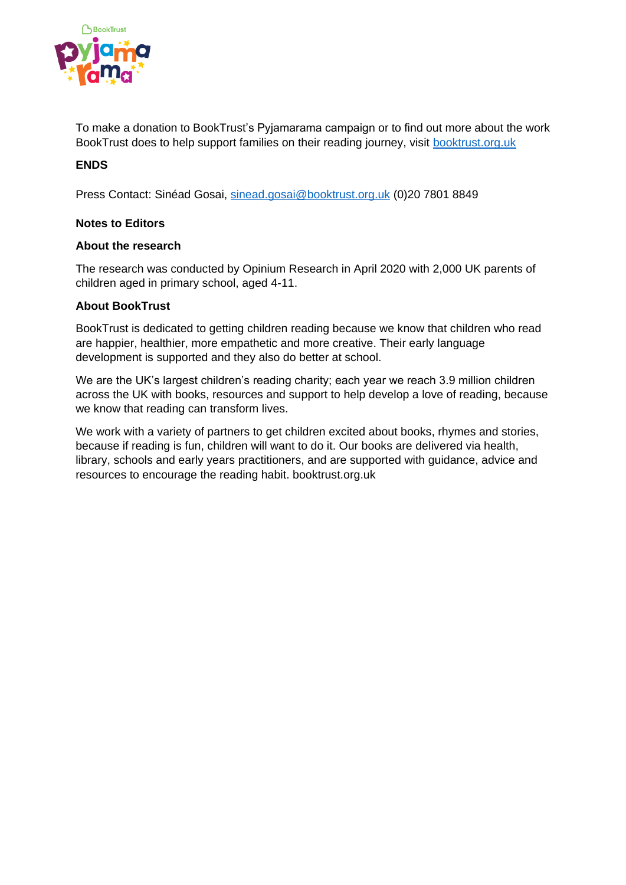To make a donation to BookTrust's Pyjamarama campaign or to find out more about the work BookTrust does to help support families on their reading journey, visit [booktrust.org.uk](https://booktrust.org.uk)

**ENDS**

Press Contact: Sinéad Gosai, [sinead.gosai@booktrust.org.uk](mailto:sinead.gosai@booktrust.org.uk) (0)20 7801 8849

**Notes to Editors**

**About the research**

The research was conducted by Opinium Research in April 2020 with 2,000 UK parents of children aged in primary school, aged 4-11.

**About BookTrust**

BookTrust is dedicated to getting children reading because we know that children who read are happier, healthier, more empathetic and more creative. Their early language development is supported and they also do better at school.

We are the UK's largest children's reading charity; each year we reach 3.9 million children across the UK with books, resources and support to help develop a love of reading, because we know that reading can transform lives.

We work with a variety of partners to get children excited about books, rhymes and stories, because if reading is fun, children will want to do it. Our books are delivered via health, library, schools and early years practitioners, and are supported with guidance, advice and resources to encourage the reading habit. booktrust.org.uk